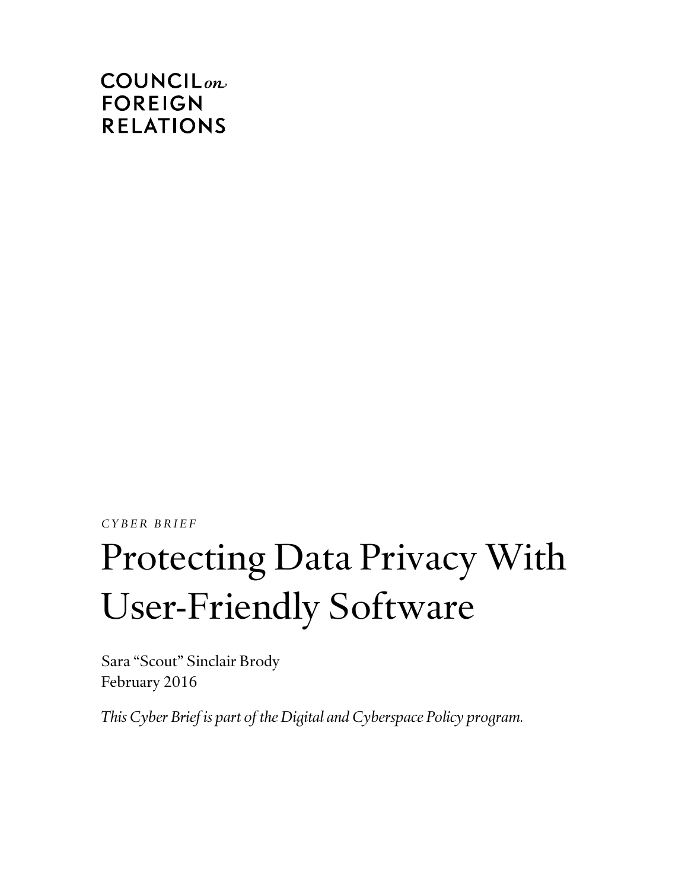COUNCIL *on* FOREIGN RELATIONS

*CYBER BRIEF*

# Protecting Data Privacy With User-Friendly Software

Sara "Scout" Sinclair Brody
February 2016

*This Cyber Brief is part of the Digital and Cyberspace Policy program.*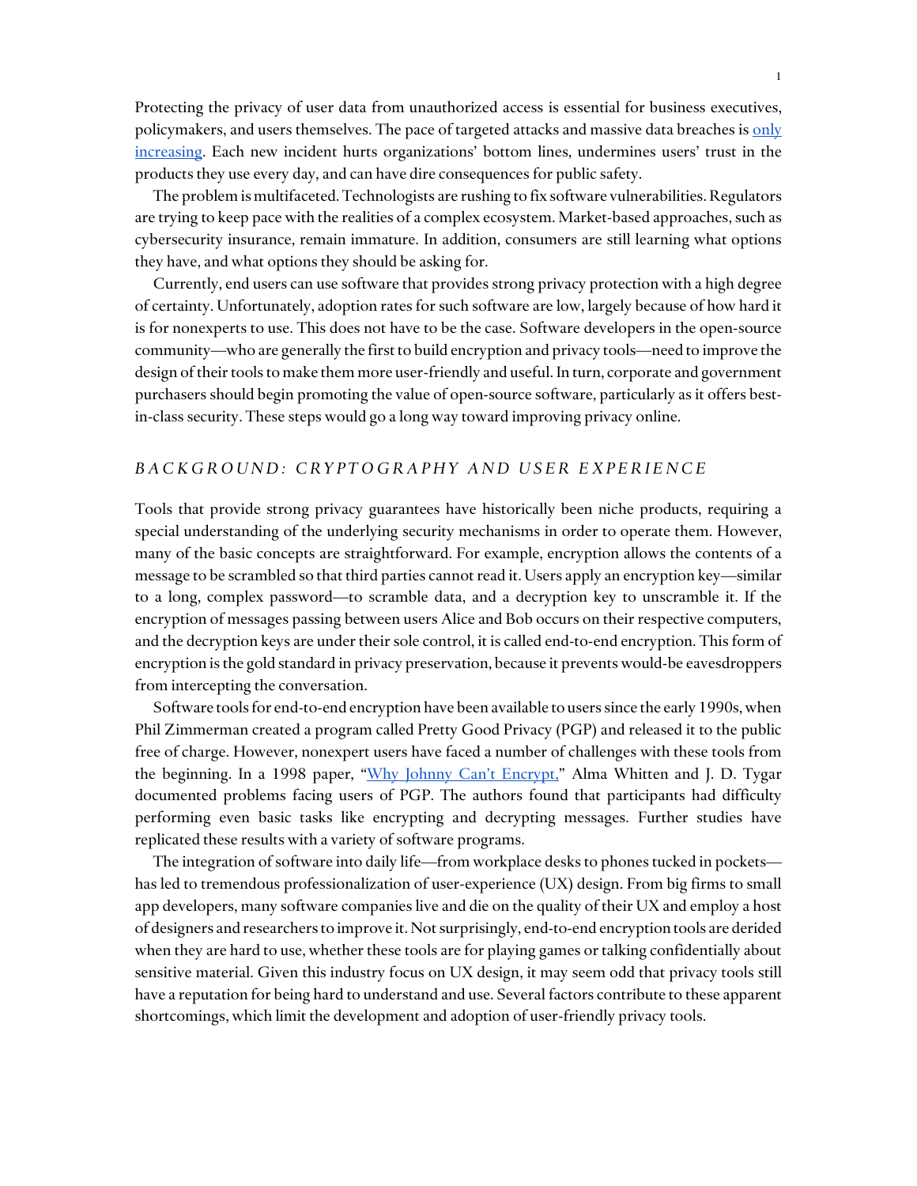Protecting the privacy of user data from unauthorized access is essential for business executives, policymakers, and users themselves. The pace of targeted attacks and massive data breaches is only increasing. Each new incident hurts organizations' bottom lines, undermines users' trust in the products they use every day, and can have dire consequences for public safety.

The problem is multifaceted. Technologists are rushing to fix software vulnerabilities. Regulators are trying to keep pace with the realities of a complex ecosystem. Market-based approaches, such as cybersecurity insurance, remain immature. In addition, consumers are still learning what options they have, and what options they should be asking for.

Currently, end users can use software that provides strong privacy protection with a high degree of certainty. Unfortunately, adoption rates for such software are low, largely because of how hard it is for nonexperts to use. This does not have to be the case. Software developers in the open-source community—who are generally the first to build encryption and privacy tools—need to improve the design of their tools to make them more user-friendly and useful. In turn, corporate and government purchasers should begin promoting the value of open-source software, particularly as it offers best-in-class security. These steps would go a long way toward improving privacy online.

## BACKGROUND: CRYPTOGRAPHY AND USER EXPERIENCE

Tools that provide strong privacy guarantees have historically been niche products, requiring a special understanding of the underlying security mechanisms in order to operate them. However, many of the basic concepts are straightforward. For example, encryption allows the contents of a message to be scrambled so that third parties cannot read it. Users apply an encryption key—similar to a long, complex password—to scramble data, and a decryption key to unscramble it. If the encryption of messages passing between users Alice and Bob occurs on their respective computers, and the decryption keys are under their sole control, it is called end-to-end encryption. This form of encryption is the gold standard in privacy preservation, because it prevents would-be eavesdroppers from intercepting the conversation.

Software tools for end-to-end encryption have been available to users since the early 1990s, when Phil Zimmerman created a program called Pretty Good Privacy (PGP) and released it to the public free of charge. However, nonexpert users have faced a number of challenges with these tools from the beginning. In a 1998 paper, "Why Johnny Can't Encrypt," Alma Whitten and J. D. Tygar documented problems facing users of PGP. The authors found that participants had difficulty performing even basic tasks like encrypting and decrypting messages. Further studies have replicated these results with a variety of software programs.

The integration of software into daily life—from workplace desks to phones tucked in pockets—has led to tremendous professionalization of user-experience (UX) design. From big firms to small app developers, many software companies live and die on the quality of their UX and employ a host of designers and researchers to improve it. Not surprisingly, end-to-end encryption tools are derided when they are hard to use, whether these tools are for playing games or talking confidentially about sensitive material. Given this industry focus on UX design, it may seem odd that privacy tools still have a reputation for being hard to understand and use. Several factors contribute to these apparent shortcomings, which limit the development and adoption of user-friendly privacy tools.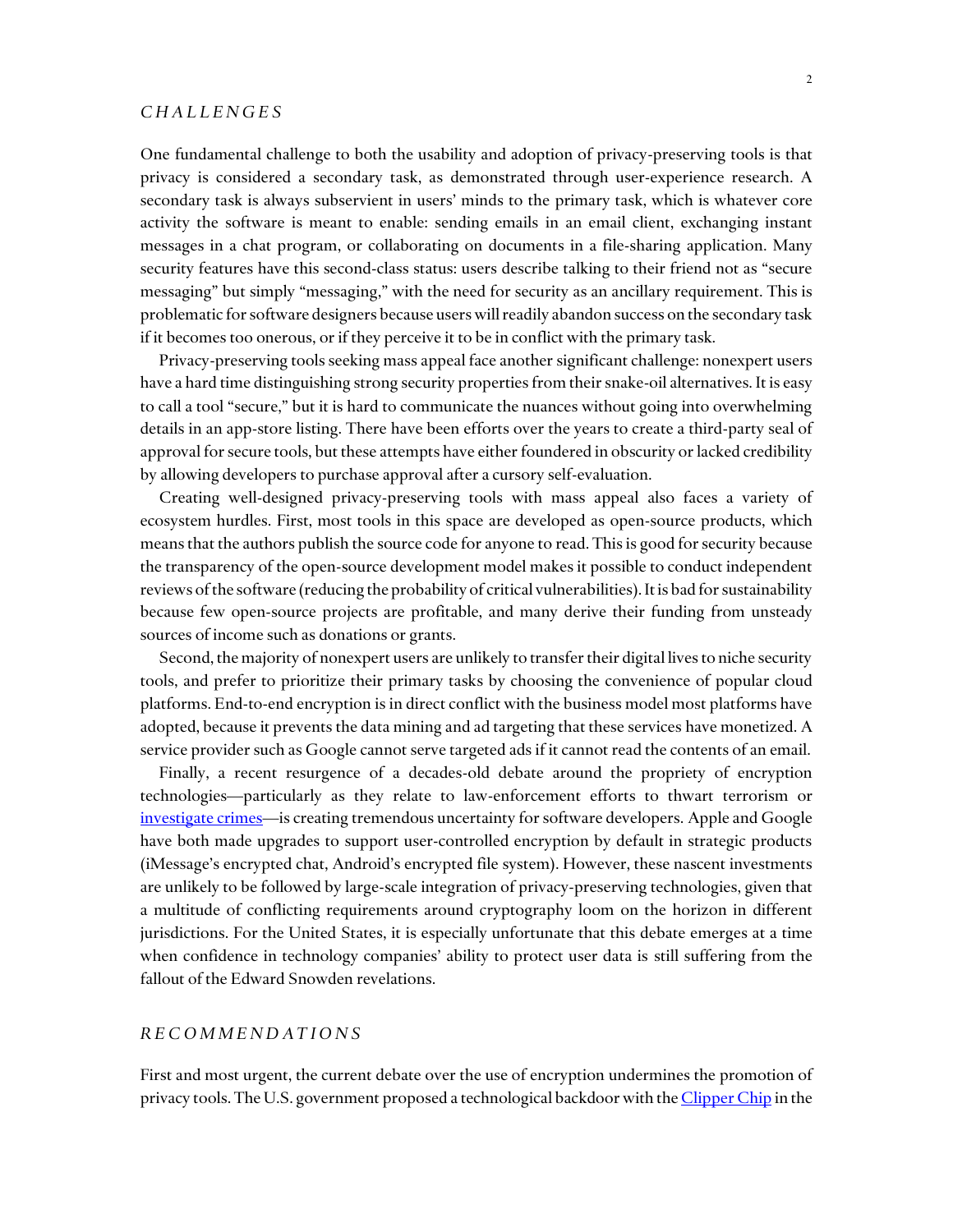## CHALLENGES

One fundamental challenge to both the usability and adoption of privacy-preserving tools is that privacy is considered a secondary task, as demonstrated through user-experience research. A secondary task is always subservient in users' minds to the primary task, which is whatever core activity the software is meant to enable: sending emails in an email client, exchanging instant messages in a chat program, or collaborating on documents in a file-sharing application. Many security features have this second-class status: users describe talking to their friend not as "secure messaging" but simply "messaging," with the need for security as an ancillary requirement. This is problematic for software designers because users will readily abandon success on the secondary task if it becomes too onerous, or if they perceive it to be in conflict with the primary task.

Privacy-preserving tools seeking mass appeal face another significant challenge: nonexpert users have a hard time distinguishing strong security properties from their snake-oil alternatives. It is easy to call a tool "secure," but it is hard to communicate the nuances without going into overwhelming details in an app-store listing. There have been efforts over the years to create a third-party seal of approval for secure tools, but these attempts have either foundered in obscurity or lacked credibility by allowing developers to purchase approval after a cursory self-evaluation.

Creating well-designed privacy-preserving tools with mass appeal also faces a variety of ecosystem hurdles. First, most tools in this space are developed as open-source products, which means that the authors publish the source code for anyone to read. This is good for security because the transparency of the open-source development model makes it possible to conduct independent reviews of the software (reducing the probability of critical vulnerabilities). It is bad for sustainability because few open-source projects are profitable, and many derive their funding from unsteady sources of income such as donations or grants.

Second, the majority of nonexpert users are unlikely to transfer their digital lives to niche security tools, and prefer to prioritize their primary tasks by choosing the convenience of popular cloud platforms. End-to-end encryption is in direct conflict with the business model most platforms have adopted, because it prevents the data mining and ad targeting that these services have monetized. A service provider such as Google cannot serve targeted ads if it cannot read the contents of an email.

Finally, a recent resurgence of a decades-old debate around the propriety of encryption technologies—particularly as they relate to law-enforcement efforts to thwart terrorism or investigate crimes—is creating tremendous uncertainty for software developers. Apple and Google have both made upgrades to support user-controlled encryption by default in strategic products (iMessage's encrypted chat, Android's encrypted file system). However, these nascent investments are unlikely to be followed by large-scale integration of privacy-preserving technologies, given that a multitude of conflicting requirements around cryptography loom on the horizon in different jurisdictions. For the United States, it is especially unfortunate that this debate emerges at a time when confidence in technology companies' ability to protect user data is still suffering from the fallout of the Edward Snowden revelations.

## RECOMMENDATIONS

First and most urgent, the current debate over the use of encryption undermines the promotion of privacy tools. The U.S. government proposed a technological backdoor with the Clipper Chip in the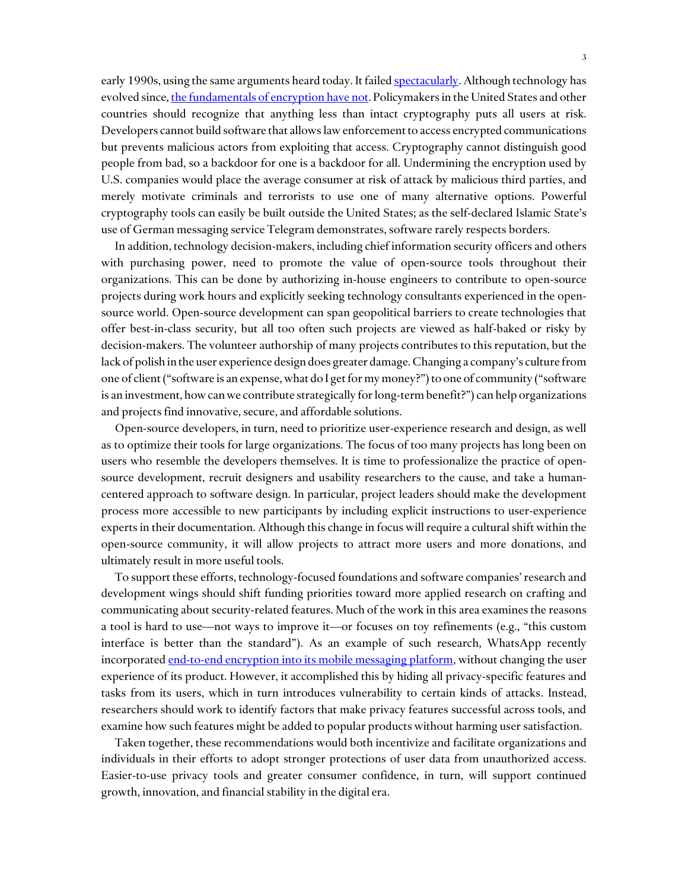early 1990s, using the same arguments heard today. It failed spectacularly. Although technology has evolved since, the fundamentals of encryption have not. Policymakers in the United States and other countries should recognize that anything less than intact cryptography puts all users at risk. Developers cannot build software that allows law enforcement to access encrypted communications but prevents malicious actors from exploiting that access. Cryptography cannot distinguish good people from bad, so a backdoor for one is a backdoor for all. Undermining the encryption used by U.S. companies would place the average consumer at risk of attack by malicious third parties, and merely motivate criminals and terrorists to use one of many alternative options. Powerful cryptography tools can easily be built outside the United States; as the self-declared Islamic State's use of German messaging service Telegram demonstrates, software rarely respects borders.

In addition, technology decision-makers, including chief information security officers and others with purchasing power, need to promote the value of open-source tools throughout their organizations. This can be done by authorizing in-house engineers to contribute to open-source projects during work hours and explicitly seeking technology consultants experienced in the open-source world. Open-source development can span geopolitical barriers to create technologies that offer best-in-class security, but all too often such projects are viewed as half-baked or risky by decision-makers. The volunteer authorship of many projects contributes to this reputation, but the lack of polish in the user experience design does greater damage. Changing a company's culture from one of client ("software is an expense, what do I get for my money?") to one of community ("software is an investment, how can we contribute strategically for long-term benefit?") can help organizations and projects find innovative, secure, and affordable solutions.

Open-source developers, in turn, need to prioritize user-experience research and design, as well as to optimize their tools for large organizations. The focus of too many projects has long been on users who resemble the developers themselves. It is time to professionalize the practice of open-source development, recruit designers and usability researchers to the cause, and take a human-centered approach to software design. In particular, project leaders should make the development process more accessible to new participants by including explicit instructions to user-experience experts in their documentation. Although this change in focus will require a cultural shift within the open-source community, it will allow projects to attract more users and more donations, and ultimately result in more useful tools.

To support these efforts, technology-focused foundations and software companies' research and development wings should shift funding priorities toward more applied research on crafting and communicating about security-related features. Much of the work in this area examines the reasons a tool is hard to use—not ways to improve it—or focuses on toy refinements (e.g., "this custom interface is better than the standard"). As an example of such research, WhatsApp recently incorporated end-to-end encryption into its mobile messaging platform, without changing the user experience of its product. However, it accomplished this by hiding all privacy-specific features and tasks from its users, which in turn introduces vulnerability to certain kinds of attacks. Instead, researchers should work to identify factors that make privacy features successful across tools, and examine how such features might be added to popular products without harming user satisfaction.

Taken together, these recommendations would both incentivize and facilitate organizations and individuals in their efforts to adopt stronger protections of user data from unauthorized access. Easier-to-use privacy tools and greater consumer confidence, in turn, will support continued growth, innovation, and financial stability in the digital era.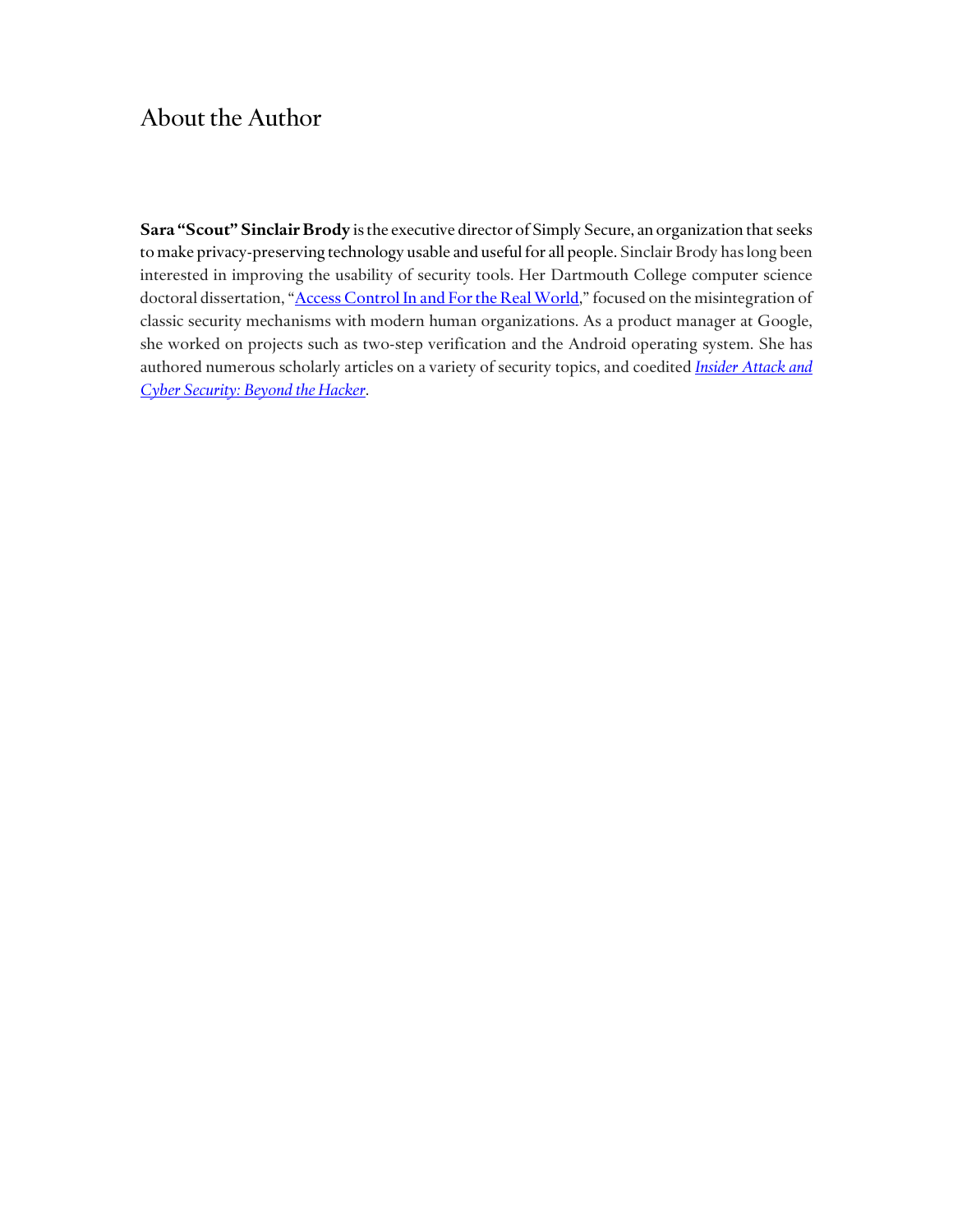# About the Author

**Sara "Scout" Sinclair Brody** is the executive director of Simply Secure, an organization that seeks to make privacy-preserving technology usable and useful for all people. Sinclair Brody has long been interested in improving the usability of security tools. Her Dartmouth College computer science doctoral dissertation, "Access Control In and For the Real World," focused on the misintegration of classic security mechanisms with modern human organizations. As a product manager at Google, she worked on projects such as two-step verification and the Android operating system. She has authored numerous scholarly articles on a variety of security topics, and coedited *Insider Attack and Cyber Security: Beyond the Hacker*.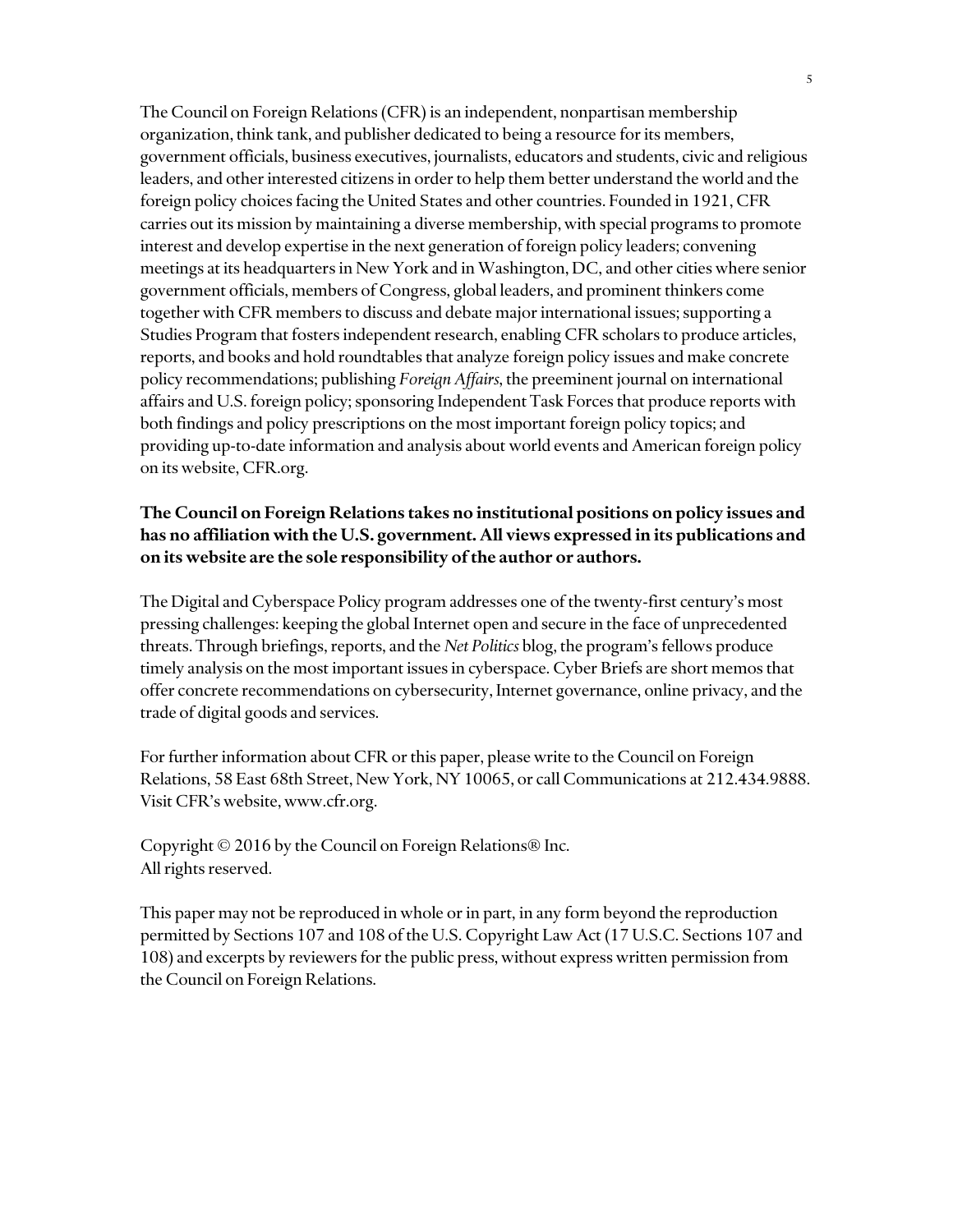The Council on Foreign Relations (CFR) is an independent, nonpartisan membership organization, think tank, and publisher dedicated to being a resource for its members, government officials, business executives, journalists, educators and students, civic and religious leaders, and other interested citizens in order to help them better understand the world and the foreign policy choices facing the United States and other countries. Founded in 1921, CFR carries out its mission by maintaining a diverse membership, with special programs to promote interest and develop expertise in the next generation of foreign policy leaders; convening meetings at its headquarters in New York and in Washington, DC, and other cities where senior government officials, members of Congress, global leaders, and prominent thinkers come together with CFR members to discuss and debate major international issues; supporting a Studies Program that fosters independent research, enabling CFR scholars to produce articles, reports, and books and hold roundtables that analyze foreign policy issues and make concrete policy recommendations; publishing *Foreign Affairs*, the preeminent journal on international affairs and U.S. foreign policy; sponsoring Independent Task Forces that produce reports with both findings and policy prescriptions on the most important foreign policy topics; and providing up-to-date information and analysis about world events and American foreign policy on its website, CFR.org.

**The Council on Foreign Relations takes no institutional positions on policy issues and has no affiliation with the U.S. government. All views expressed in its publications and on its website are the sole responsibility of the author or authors.**

The Digital and Cyberspace Policy program addresses one of the twenty-first century's most pressing challenges: keeping the global Internet open and secure in the face of unprecedented threats. Through briefings, reports, and the *Net Politics* blog, the program's fellows produce timely analysis on the most important issues in cyberspace. Cyber Briefs are short memos that offer concrete recommendations on cybersecurity, Internet governance, online privacy, and the trade of digital goods and services.

For further information about CFR or this paper, please write to the Council on Foreign Relations, 58 East 68th Street, New York, NY 10065, or call Communications at 212.434.9888. Visit CFR's website, www.cfr.org.

Copyright © 2016 by the Council on Foreign Relations® Inc.
All rights reserved.

This paper may not be reproduced in whole or in part, in any form beyond the reproduction permitted by Sections 107 and 108 of the U.S. Copyright Law Act (17 U.S.C. Sections 107 and 108) and excerpts by reviewers for the public press, without express written permission from the Council on Foreign Relations.